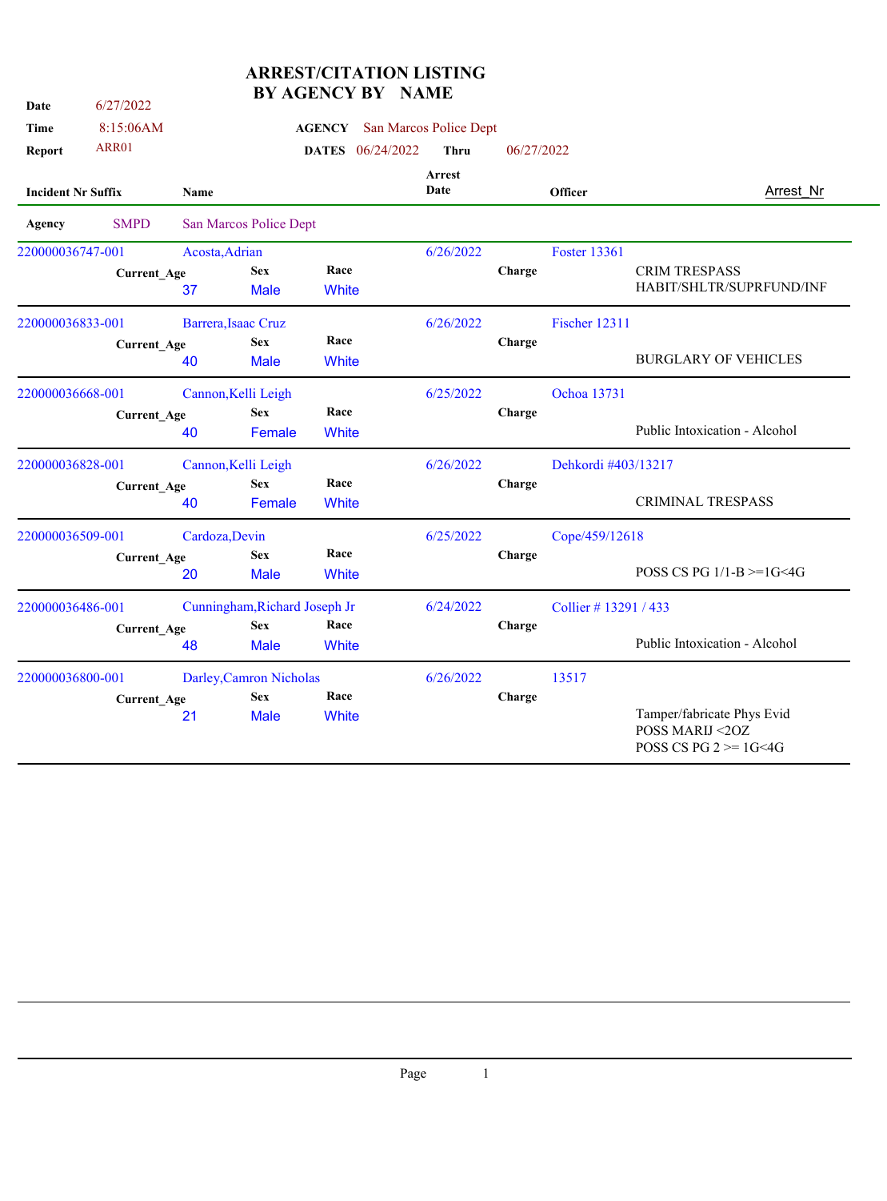# ARREST/CITATION LISTING
## BY AGENCY BY NAME

**Date** 6/27/2022
**Time** 8:15:06AM
**Report** ARR01

**AGENCY** San Marcos Police Dept
**DATES** 06/24/2022 **Thru** 06/27/2022

**Agency** SMPD San Marcos Police Dept

| Incident Nr Suffix | Name | Current_Age | Sex | Race | Arrest Date | Officer | Charge | Arrest_Nr |
|---|---|---|---|---|---|---|---|---|
| 220000036747-001 | Acosta,Adrian | 37 | Male | White | 6/26/2022 | Foster 13361 | CRIM TRESPASS HABIT/SHLTR/SUPRFUND/INF | |
| 220000036833-001 | Barrera,Isaac Cruz | 40 | Male | White | 6/26/2022 | Fischer 12311 | BURGLARY OF VEHICLES | |
| 220000036668-001 | Cannon,Kelli Leigh | 40 | Female | White | 6/25/2022 | Ochoa 13731 | Public Intoxication - Alcohol | |
| 220000036828-001 | Cannon,Kelli Leigh | 40 | Female | White | 6/26/2022 | Dehkordi #403/13217 | CRIMINAL TRESPASS | |
| 220000036509-001 | Cardoza,Devin | 20 | Male | White | 6/25/2022 | Cope/459/12618 | POSS CS PG 1/1-B >=1G<4G | |
| 220000036486-001 | Cunningham,Richard Joseph Jr | 48 | Male | White | 6/24/2022 | Collier # 13291 / 433 | Public Intoxication - Alcohol | |
| 220000036800-001 | Darley,Camron Nicholas | 21 | Male | White | 6/26/2022 | 13517 | Tamper/fabricate Phys Evid<br>POSS MARIJ <2OZ<br>POSS CS PG 2 >= 1G<4G | |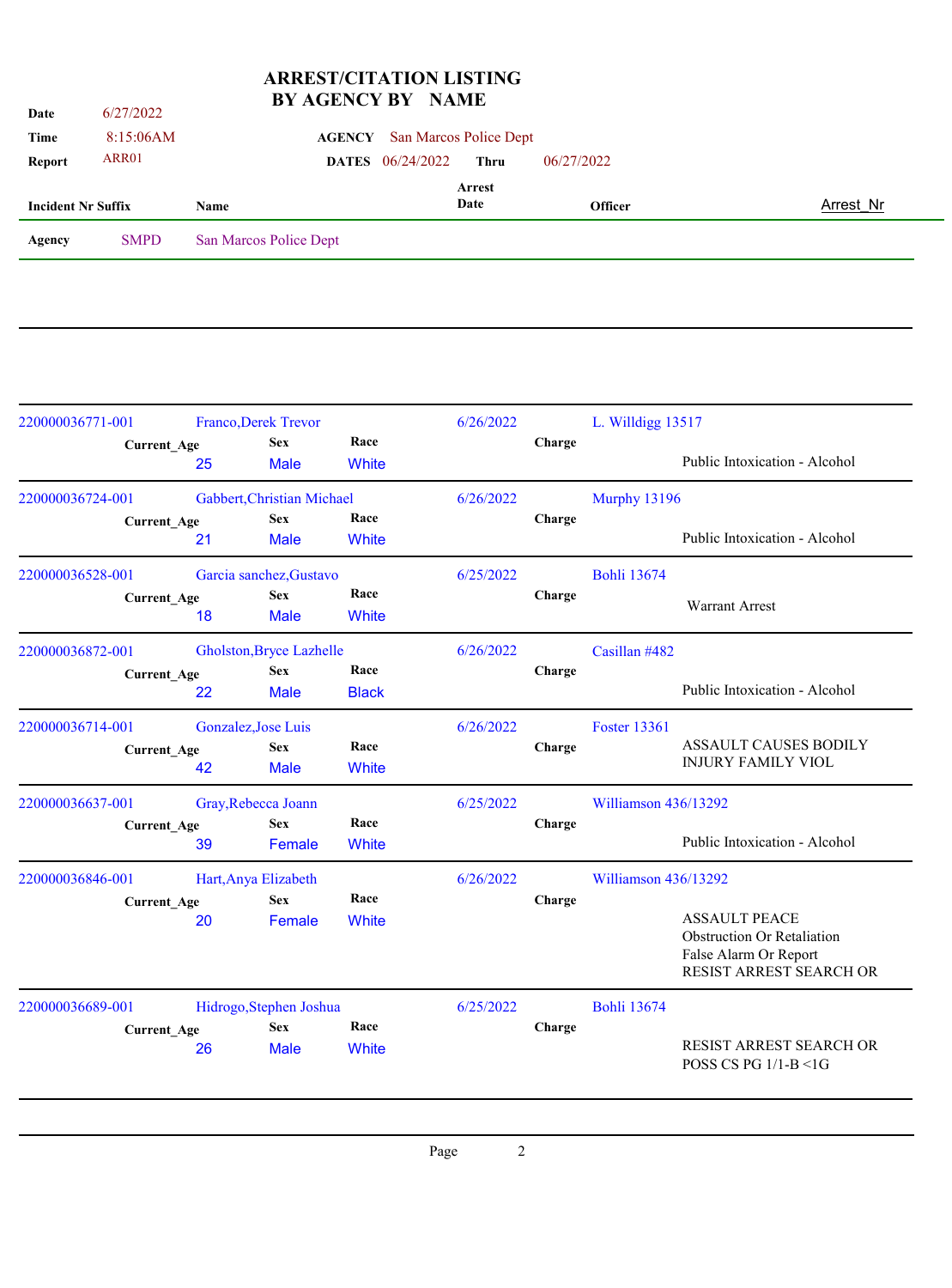# ARREST/CITATION LISTING
## BY AGENCY BY NAME

**Date** 6/27/2022
**Time** 8:15:06AM
**Report** ARR01

**AGENCY** San Marcos Police Dept
**DATES** 06/24/2022 **Thru** 06/27/2022

| Incident Nr Suffix | Name | Current_Age | Sex | Race | Arrest Date | Officer | Charge | Arrest_Nr |
|---|---|---|---|---|---|---|---|---|
| **Agency** SMPD | San Marcos Police Dept | | | | | | | |
| 220000036771-001 | Franco,Derek Trevor | 25 | Male | White | 6/26/2022 | L. Willdigg 13517 | Public Intoxication - Alcohol | |
| 220000036724-001 | Gabbert,Christian Michael | 21 | Male | White | 6/26/2022 | Murphy 13196 | Public Intoxication - Alcohol | |
| 220000036528-001 | Garcia sanchez,Gustavo | 18 | Male | White | 6/25/2022 | Bohli 13674 | Warrant Arrest | |
| 220000036872-001 | Gholston,Bryce Lazhelle | 22 | Male | Black | 6/26/2022 | Casillan #482 | Public Intoxication - Alcohol | |
| 220000036714-001 | Gonzalez,Jose Luis | 42 | Male | White | 6/26/2022 | Foster 13361 | ASSAULT CAUSES BODILY INJURY FAMILY VIOL | |
| 220000036637-001 | Gray,Rebecca Joann | 39 | Female | White | 6/25/2022 | Williamson 436/13292 | Public Intoxication - Alcohol | |
| 220000036846-001 | Hart,Anya Elizabeth | 20 | Female | White | 6/26/2022 | Williamson 436/13292 | ASSAULT PEACE<br>Obstruction Or Retaliation<br>False Alarm Or Report<br>RESIST ARREST SEARCH OR | |
| 220000036689-001 | Hidrogo,Stephen Joshua | 26 | Male | White | 6/25/2022 | Bohli 13674 | RESIST ARREST SEARCH OR<br>POSS CS PG 1/1-B <1G | |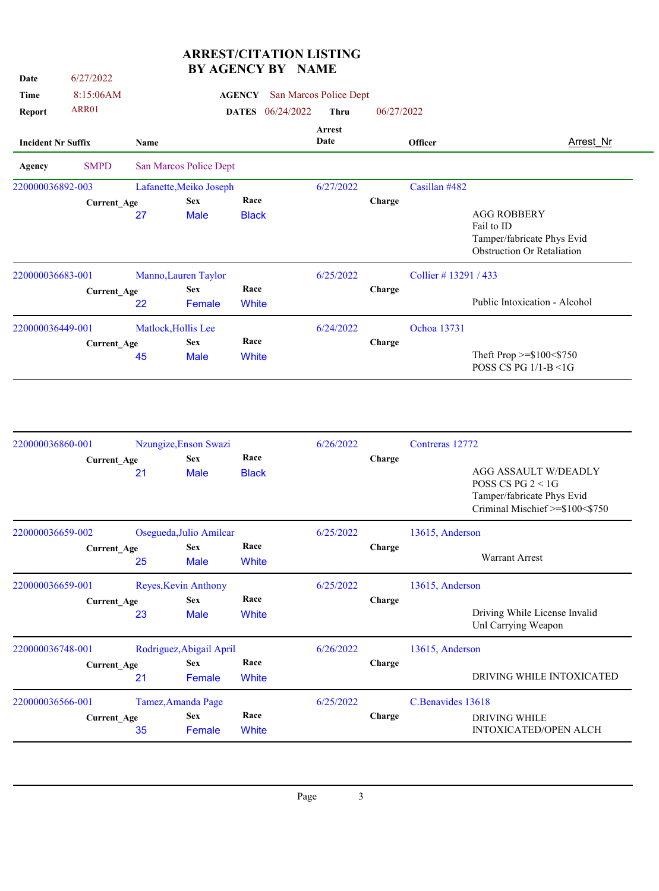# ARREST/CITATION LISTING BY AGENCY BY NAME

**Date** 6/27/2022
**Time** 8:15:06AM
**Report** ARR01

**AGENCY** San Marcos Police Dept
**DATES** 06/24/2022 **Thru** 06/27/2022

**Agency** SMPD San Marcos Police Dept

| Incident Nr Suffix | Name | Current_Age | Sex | Race | Arrest Date | Officer | Charge | Arrest_Nr |
|---|---|---|---|---|---|---|---|---|
| 220000036892-003 | Lafanette,Meiko Joseph | 27 | Male | Black | 6/27/2022 | Casillan #482 | AGG ROBBERY<br>Fail to ID<br>Tamper/fabricate Phys Evid<br>Obstruction Or Retaliation | |
| 220000036683-001 | Manno,Lauren Taylor | 22 | Female | White | 6/25/2022 | Collier # 13291 / 433 | Public Intoxication - Alcohol | |
| 220000036449-001 | Matlock,Hollis Lee | 45 | Male | White | 6/24/2022 | Ochoa 13731 | Theft Prop >=$100<$750<br>POSS CS PG 1/1-B <1G | |
| 220000036860-001 | Nzungize,Enson Swazi | 21 | Male | Black | 6/26/2022 | Contreras 12772 | AGG ASSAULT W/DEADLY<br>POSS CS PG 2 < 1G<br>Tamper/fabricate Phys Evid<br>Criminal Mischief >=$100<$750 | |
| 220000036659-002 | Osegueda,Julio Amilcar | 25 | Male | White | 6/25/2022 | 13615, Anderson | Warrant Arrest | |
| 220000036659-001 | Reyes,Kevin Anthony | 23 | Male | White | 6/25/2022 | 13615, Anderson | Driving While License Invalid<br>Unl Carrying Weapon | |
| 220000036748-001 | Rodriguez,Abigail April | 21 | Female | White | 6/26/2022 | 13615, Anderson | DRIVING WHILE INTOXICATED | |
| 220000036566-001 | Tamez,Amanda Page | 35 | Female | White | 6/25/2022 | C.Benavides 13618 | DRIVING WHILE INTOXICATED/OPEN ALCH | |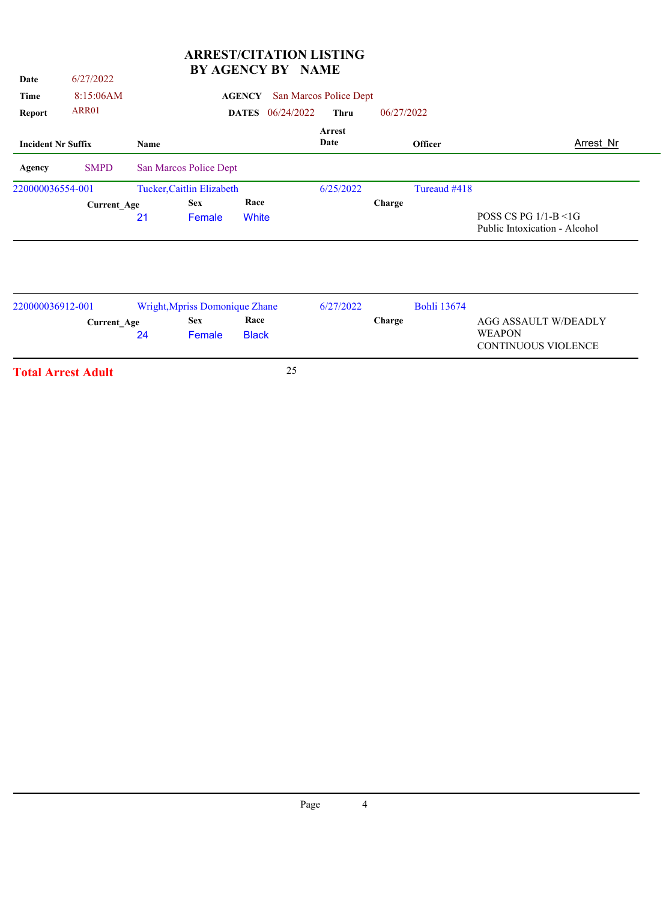# ARREST/CITATION LISTING
# BY AGENCY BY NAME

**Date** 6/27/2022
**Time** 8:15:06AM
**Report** ARR01

**AGENCY** San Marcos Police Dept
**DATES** 06/24/2022 **Thru** 06/27/2022

| Incident Nr Suffix | Name | Arrest Date | Officer | Arrest_Nr |
|---|---|---|---|---|
| **Agency** SMPD | San Marcos Police Dept | | | |
| 220000036554-001 | Tucker,Caitlin Elizabeth | 6/25/2022 | Tureaud #418 | |

| Current_Age | Sex | Race | Charge |
|---|---|---|---|
| 21 | Female | White | POSS CS PG 1/1-B <1G<br>Public Intoxication - Alcohol |

| Incident Nr Suffix | Name | Arrest Date | Officer | Arrest_Nr |
|---|---|---|---|---|
| 220000036912-001 | Wright,Mpriss Domonique Zhane | 6/27/2022 | Bohli 13674 | |

| Current_Age | Sex | Race | Charge |
|---|---|---|---|
| 24 | Female | Black | AGG ASSAULT W/DEADLY WEAPON<br>CONTINUOUS VIOLENCE |

**Total Arrest Adult** 25